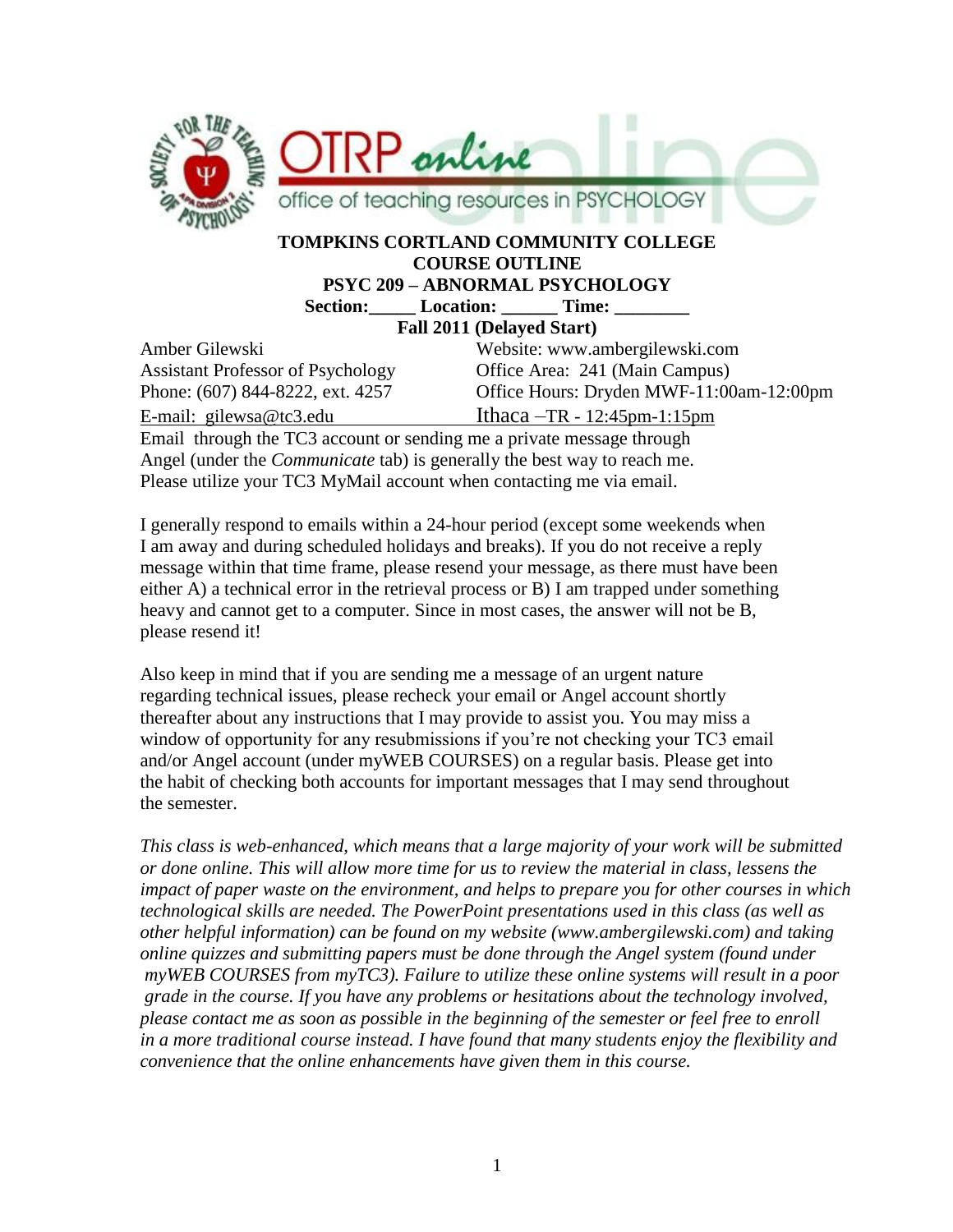OTRP online

office of teaching resources in PSYCHOLOGY

**TOMPKINS CORTLAND COMMUNITY COLLEGE**
**COURSE OUTLINE**
**PSYC 209 – ABNORMAL PSYCHOLOGY**
**Section:_____ Location: ______ Time: ________**
**Fall 2011 (Delayed Start)**

Amber Gilewski
Assistant Professor of Psychology
Phone: (607) 844-8222, ext. 4257
E-mail: gilewsa@tc3.edu

Website: www.ambergilewski.com
Office Area: 241 (Main Campus)
Office Hours: Dryden MWF-11:00am-12:00pm
Ithaca –TR - 12:45pm-1:15pm

Email through the TC3 account or sending me a private message through Angel (under the *Communicate* tab) is generally the best way to reach me. Please utilize your TC3 MyMail account when contacting me via email.

I generally respond to emails within a 24-hour period (except some weekends when I am away and during scheduled holidays and breaks). If you do not receive a reply message within that time frame, please resend your message, as there must have been either A) a technical error in the retrieval process or B) I am trapped under something heavy and cannot get to a computer. Since in most cases, the answer will not be B, please resend it!

Also keep in mind that if you are sending me a message of an urgent nature regarding technical issues, please recheck your email or Angel account shortly thereafter about any instructions that I may provide to assist you. You may miss a window of opportunity for any resubmissions if you're not checking your TC3 email and/or Angel account (under myWEB COURSES) on a regular basis. Please get into the habit of checking both accounts for important messages that I may send throughout the semester.

*This class is web-enhanced, which means that a large majority of your work will be submitted or done online. This will allow more time for us to review the material in class, lessens the impact of paper waste on the environment, and helps to prepare you for other courses in which technological skills are needed. The PowerPoint presentations used in this class (as well as other helpful information) can be found on my website (www.ambergilewski.com) and taking online quizzes and submitting papers must be done through the Angel system (found under myWEB COURSES from myTC3). Failure to utilize these online systems will result in a poor grade in the course. If you have any problems or hesitations about the technology involved, please contact me as soon as possible in the beginning of the semester or feel free to enroll in a more traditional course instead. I have found that many students enjoy the flexibility and convenience that the online enhancements have given them in this course.*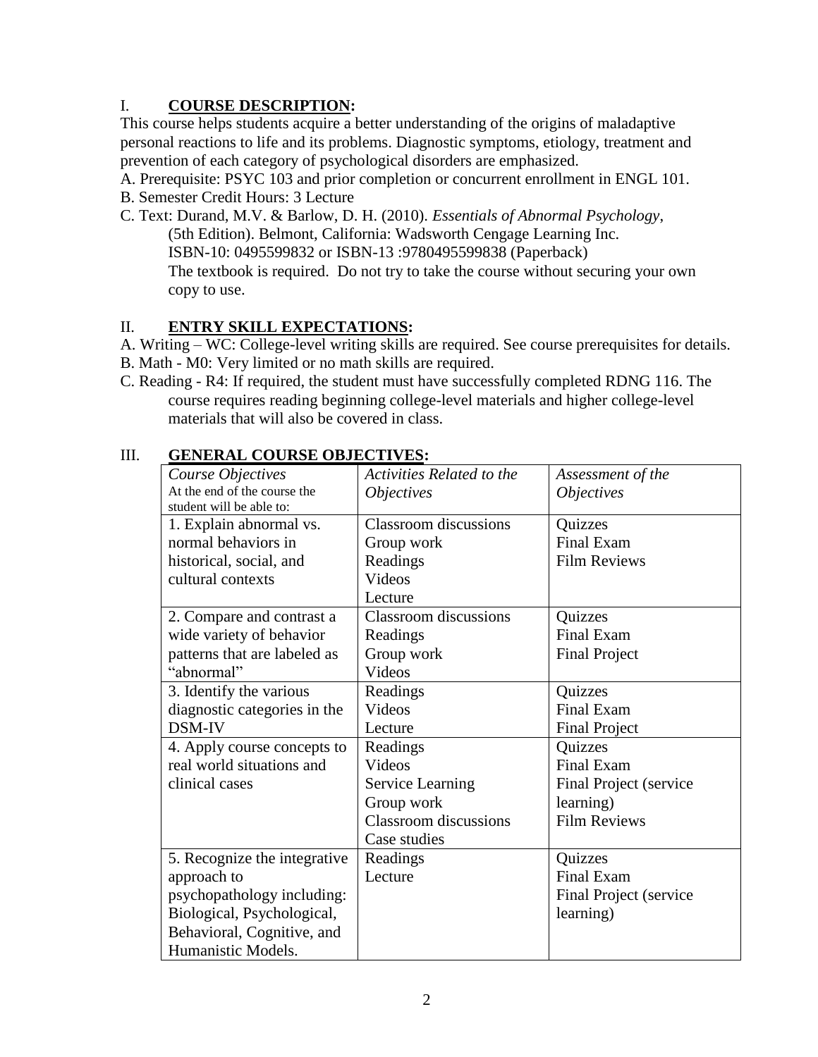## I. COURSE DESCRIPTION:

This course helps students acquire a better understanding of the origins of maladaptive personal reactions to life and its problems. Diagnostic symptoms, etiology, treatment and prevention of each category of psychological disorders are emphasized.

A. Prerequisite: PSYC 103 and prior completion or concurrent enrollment in ENGL 101.

B. Semester Credit Hours: 3 Lecture

C. Text: Durand, M.V. & Barlow, D. H. (2010). *Essentials of Abnormal Psychology*, (5th Edition). Belmont, California: Wadsworth Cengage Learning Inc. ISBN-10: 0495599832 or ISBN-13 :9780495599838 (Paperback) The textbook is required. Do not try to take the course without securing your own copy to use.

## II. ENTRY SKILL EXPECTATIONS:

A. Writing – WC: College-level writing skills are required. See course prerequisites for details.

B. Math - M0: Very limited or no math skills are required.

C. Reading - R4: If required, the student must have successfully completed RDNG 116. The course requires reading beginning college-level materials and higher college-level materials that will also be covered in class.

## III. GENERAL COURSE OBJECTIVES:

| *Course Objectives* At the end of the course the student will be able to: | *Activities Related to the Objectives* | *Assessment of the Objectives* |
|---|---|---|
| 1. Explain abnormal vs. normal behaviors in historical, social, and cultural contexts | Classroom discussions<br>Group work<br>Readings<br>Videos<br>Lecture | Quizzes<br>Final Exam<br>Film Reviews |
| 2. Compare and contrast a wide variety of behavior patterns that are labeled as "abnormal" | Classroom discussions<br>Readings<br>Group work<br>Videos | Quizzes<br>Final Exam<br>Final Project |
| 3. Identify the various diagnostic categories in the DSM-IV | Readings<br>Videos<br>Lecture | Quizzes<br>Final Exam<br>Final Project |
| 4. Apply course concepts to real world situations and clinical cases | Readings<br>Videos<br>Service Learning<br>Group work<br>Classroom discussions<br>Case studies | Quizzes<br>Final Exam<br>Final Project (service learning)<br>Film Reviews |
| 5. Recognize the integrative approach to psychopathology including: Biological, Psychological, Behavioral, Cognitive, and Humanistic Models. | Readings<br>Lecture | Quizzes<br>Final Exam<br>Final Project (service learning) |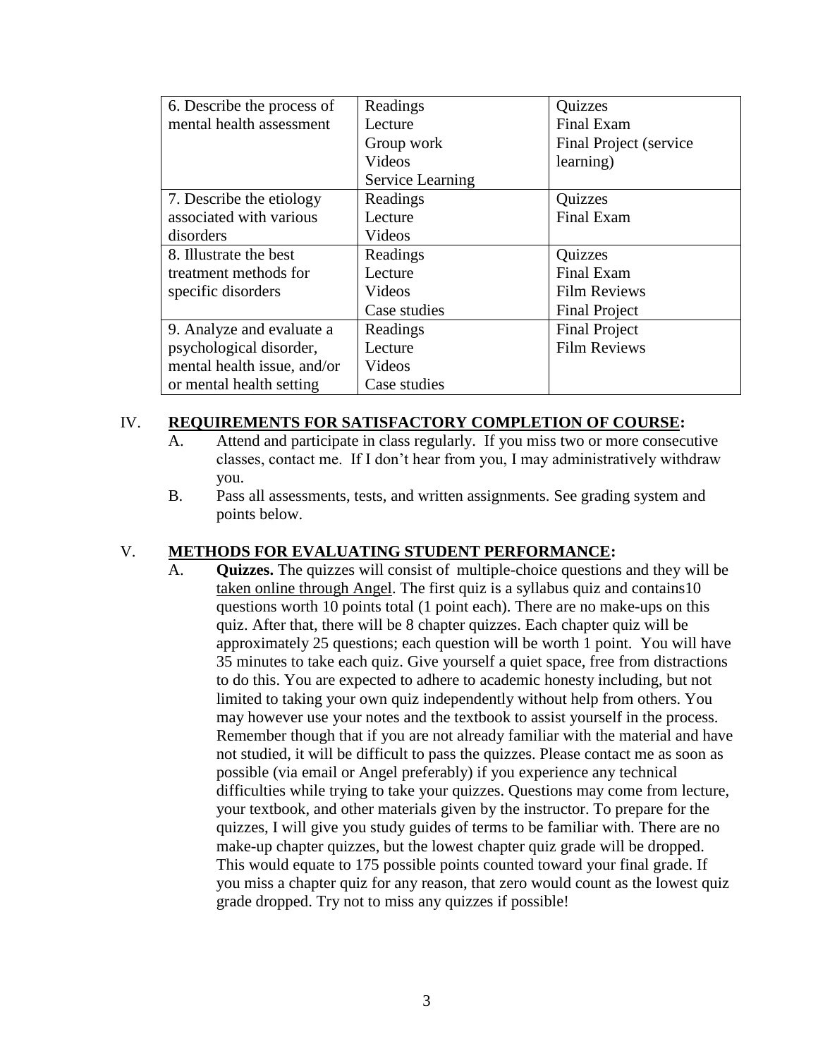| | | |
|---|---|---|
| 6. Describe the process of mental health assessment | Readings<br>Lecture<br>Group work<br>Videos<br>Service Learning | Quizzes<br>Final Exam<br>Final Project (service learning) |
| 7. Describe the etiology associated with various disorders | Readings<br>Lecture<br>Videos | Quizzes<br>Final Exam |
| 8. Illustrate the best treatment methods for specific disorders | Readings<br>Lecture<br>Videos<br>Case studies | Quizzes<br>Final Exam<br>Film Reviews<br>Final Project |
| 9. Analyze and evaluate a psychological disorder, mental health issue, and/or or mental health setting | Readings<br>Lecture<br>Videos<br>Case studies | Final Project<br>Film Reviews |

## IV. **REQUIREMENTS FOR SATISFACTORY COMPLETION OF COURSE:**

A. Attend and participate in class regularly. If you miss two or more consecutive classes, contact me. If I don't hear from you, I may administratively withdraw you.

B. Pass all assessments, tests, and written assignments. See grading system and points below.

## V. **METHODS FOR EVALUATING STUDENT PERFORMANCE:**

A. **Quizzes.** The quizzes will consist of multiple-choice questions and they will be taken online through Angel. The first quiz is a syllabus quiz and contains10 questions worth 10 points total (1 point each). There are no make-ups on this quiz. After that, there will be 8 chapter quizzes. Each chapter quiz will be approximately 25 questions; each question will be worth 1 point. You will have 35 minutes to take each quiz. Give yourself a quiet space, free from distractions to do this. You are expected to adhere to academic honesty including, but not limited to taking your own quiz independently without help from others. You may however use your notes and the textbook to assist yourself in the process. Remember though that if you are not already familiar with the material and have not studied, it will be difficult to pass the quizzes. Please contact me as soon as possible (via email or Angel preferably) if you experience any technical difficulties while trying to take your quizzes. Questions may come from lecture, your textbook, and other materials given by the instructor. To prepare for the quizzes, I will give you study guides of terms to be familiar with. There are no make-up chapter quizzes, but the lowest chapter quiz grade will be dropped. This would equate to 175 possible points counted toward your final grade. If you miss a chapter quiz for any reason, that zero would count as the lowest quiz grade dropped. Try not to miss any quizzes if possible!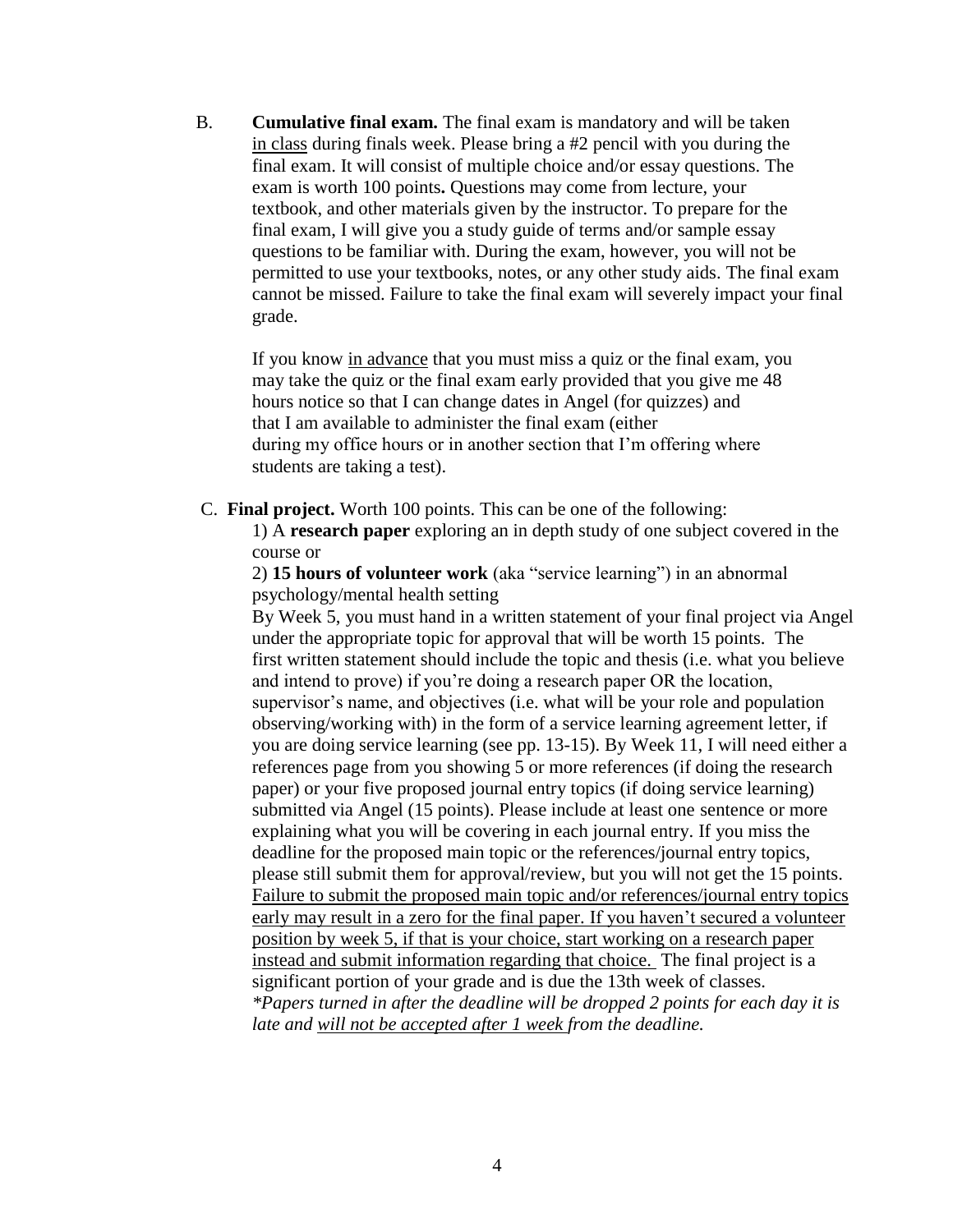B. **Cumulative final exam.** The final exam is mandatory and will be taken in class during finals week. Please bring a #2 pencil with you during the final exam. It will consist of multiple choice and/or essay questions. The exam is worth 100 points**.** Questions may come from lecture, your textbook, and other materials given by the instructor. To prepare for the final exam, I will give you a study guide of terms and/or sample essay questions to be familiar with. During the exam, however, you will not be permitted to use your textbooks, notes, or any other study aids. The final exam cannot be missed. Failure to take the final exam will severely impact your final grade.

If you know in advance that you must miss a quiz or the final exam, you may take the quiz or the final exam early provided that you give me 48 hours notice so that I can change dates in Angel (for quizzes) and that I am available to administer the final exam (either during my office hours or in another section that I'm offering where students are taking a test).

C. **Final project.** Worth 100 points. This can be one of the following:

1) A **research paper** exploring an in depth study of one subject covered in the course or

2) **15 hours of volunteer work** (aka "service learning") in an abnormal psychology/mental health setting

By Week 5, you must hand in a written statement of your final project via Angel under the appropriate topic for approval that will be worth 15 points. The first written statement should include the topic and thesis (i.e. what you believe and intend to prove) if you're doing a research paper OR the location, supervisor's name, and objectives (i.e. what will be your role and population observing/working with) in the form of a service learning agreement letter, if you are doing service learning (see pp. 13-15). By Week 11, I will need either a references page from you showing 5 or more references (if doing the research paper) or your five proposed journal entry topics (if doing service learning) submitted via Angel (15 points). Please include at least one sentence or more explaining what you will be covering in each journal entry. If you miss the deadline for the proposed main topic or the references/journal entry topics, please still submit them for approval/review, but you will not get the 15 points. Failure to submit the proposed main topic and/or references/journal entry topics early may result in a zero for the final paper. If you haven't secured a volunteer position by week 5, if that is your choice, start working on a research paper instead and submit information regarding that choice. The final project is a significant portion of your grade and is due the 13th week of classes.

*\*Papers turned in after the deadline will be dropped 2 points for each day it is late and will not be accepted after 1 week from the deadline.*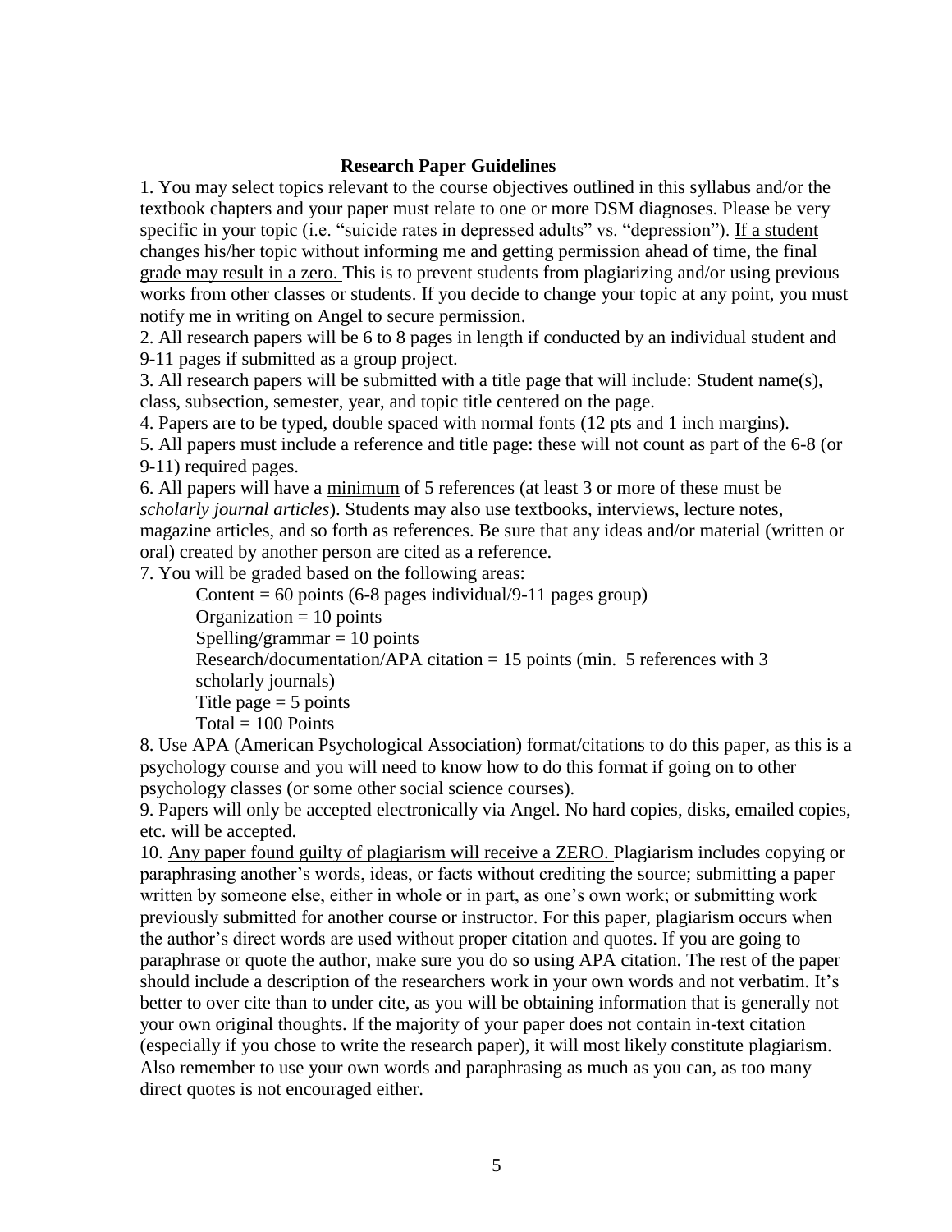## Research Paper Guidelines

1. You may select topics relevant to the course objectives outlined in this syllabus and/or the textbook chapters and your paper must relate to one or more DSM diagnoses. Please be very specific in your topic (i.e. "suicide rates in depressed adults" vs. "depression"). <u>If a student changes his/her topic without informing me and getting permission ahead of time, the final grade may result in a zero.</u> This is to prevent students from plagiarizing and/or using previous works from other classes or students. If you decide to change your topic at any point, you must notify me in writing on Angel to secure permission.
2. All research papers will be 6 to 8 pages in length if conducted by an individual student and 9-11 pages if submitted as a group project.
3. All research papers will be submitted with a title page that will include: Student name(s), class, subsection, semester, year, and topic title centered on the page.
4. Papers are to be typed, double spaced with normal fonts (12 pts and 1 inch margins).
5. All papers must include a reference and title page: these will not count as part of the 6-8 (or 9-11) required pages.
6. All papers will have a <u>minimum</u> of 5 references (at least 3 or more of these must be *scholarly journal articles*). Students may also use textbooks, interviews, lecture notes, magazine articles, and so forth as references. Be sure that any ideas and/or material (written or oral) created by another person are cited as a reference.
7. You will be graded based on the following areas:

   Content = 60 points (6-8 pages individual/9-11 pages group)
   Organization = 10 points
   Spelling/grammar = 10 points
   Research/documentation/APA citation = 15 points (min. 5 references with 3 scholarly journals)
   Title page = 5 points
   Total = 100 Points

8. Use APA (American Psychological Association) format/citations to do this paper, as this is a psychology course and you will need to know how to do this format if going on to other psychology classes (or some other social science courses).
9. Papers will only be accepted electronically via Angel. No hard copies, disks, emailed copies, etc. will be accepted.
10. <u>Any paper found guilty of plagiarism will receive a ZERO.</u> Plagiarism includes copying or paraphrasing another's words, ideas, or facts without crediting the source; submitting a paper written by someone else, either in whole or in part, as one's own work; or submitting work previously submitted for another course or instructor. For this paper, plagiarism occurs when the author's direct words are used without proper citation and quotes. If you are going to paraphrase or quote the author, make sure you do so using APA citation. The rest of the paper should include a description of the researchers work in your own words and not verbatim. It's better to over cite than to under cite, as you will be obtaining information that is generally not your own original thoughts. If the majority of your paper does not contain in-text citation (especially if you chose to write the research paper), it will most likely constitute plagiarism. Also remember to use your own words and paraphrasing as much as you can, as too many direct quotes is not encouraged either.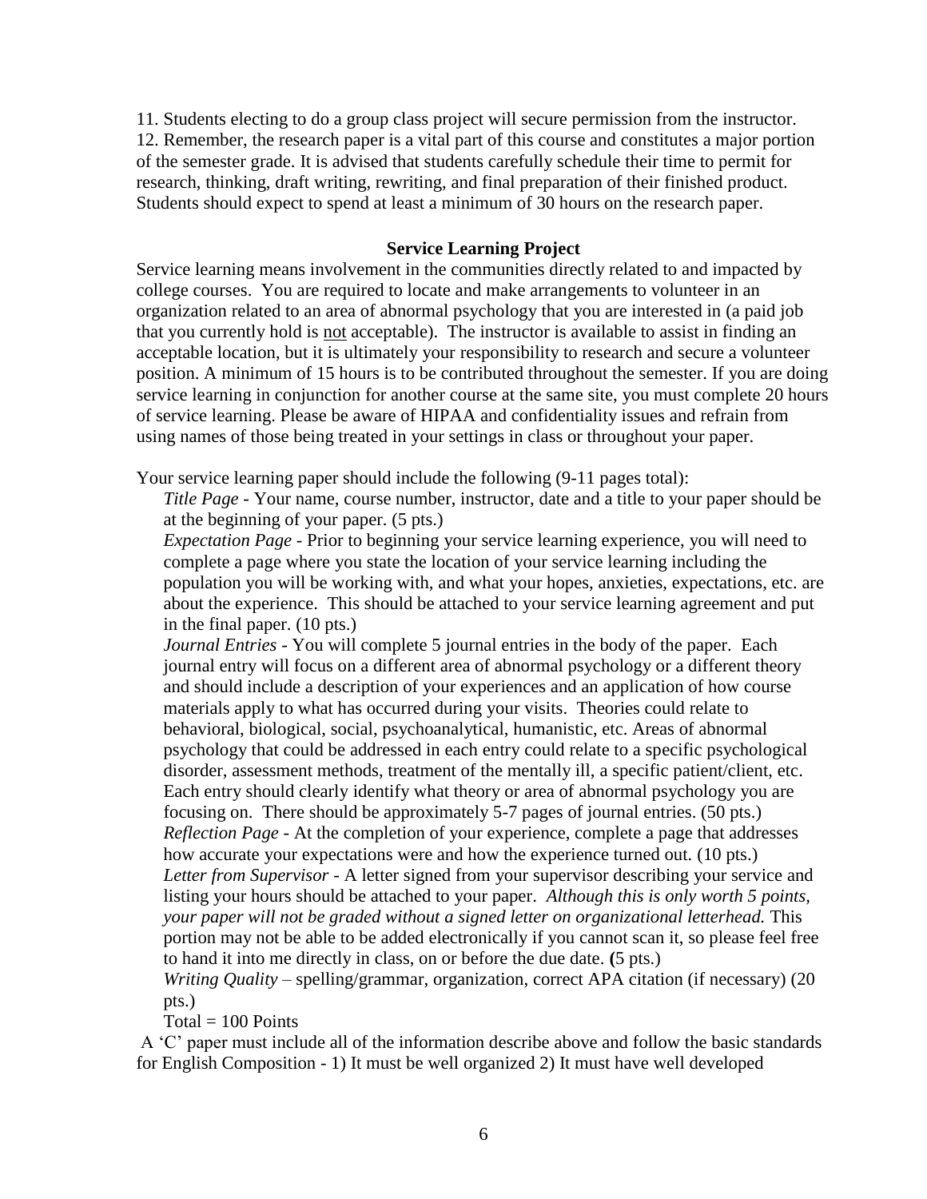11. Students electing to do a group class project will secure permission from the instructor.
12. Remember, the research paper is a vital part of this course and constitutes a major portion of the semester grade. It is advised that students carefully schedule their time to permit for research, thinking, draft writing, rewriting, and final preparation of their finished product. Students should expect to spend at least a minimum of 30 hours on the research paper.

**Service Learning Project**

Service learning means involvement in the communities directly related to and impacted by college courses. You are required to locate and make arrangements to volunteer in an organization related to an area of abnormal psychology that you are interested in (a paid job that you currently hold is <u>not</u> acceptable). The instructor is available to assist in finding an acceptable location, but it is ultimately your responsibility to research and secure a volunteer position. A minimum of 15 hours is to be contributed throughout the semester. If you are doing service learning in conjunction for another course at the same site, you must complete 20 hours of service learning. Please be aware of HIPAA and confidentiality issues and refrain from using names of those being treated in your settings in class or throughout your paper.

Your service learning paper should include the following (9-11 pages total):

*Title Page* - Your name, course number, instructor, date and a title to your paper should be at the beginning of your paper. (5 pts.)

*Expectation Page* - Prior to beginning your service learning experience, you will need to complete a page where you state the location of your service learning including the population you will be working with, and what your hopes, anxieties, expectations, etc. are about the experience. This should be attached to your service learning agreement and put in the final paper. (10 pts.)

*Journal Entries* - You will complete 5 journal entries in the body of the paper. Each journal entry will focus on a different area of abnormal psychology or a different theory and should include a description of your experiences and an application of how course materials apply to what has occurred during your visits. Theories could relate to behavioral, biological, social, psychoanalytical, humanistic, etc. Areas of abnormal psychology that could be addressed in each entry could relate to a specific psychological disorder, assessment methods, treatment of the mentally ill, a specific patient/client, etc. Each entry should clearly identify what theory or area of abnormal psychology you are focusing on. There should be approximately 5-7 pages of journal entries. (50 pts.)

*Reflection Page* - At the completion of your experience, complete a page that addresses how accurate your expectations were and how the experience turned out. (10 pts.)

*Letter from Supervisor* - A letter signed from your supervisor describing your service and listing your hours should be attached to your paper. *Although this is only worth 5 points, your paper will not be graded without a signed letter on organizational letterhead.* This portion may not be able to be added electronically if you cannot scan it, so please feel free to hand it into me directly in class, on or before the due date. **(**5 pts.)

*Writing Quality* – spelling/grammar, organization, correct APA citation (if necessary) (20 pts.)

Total = 100 Points

A 'C' paper must include all of the information describe above and follow the basic standards for English Composition - 1) It must be well organized 2) It must have well developed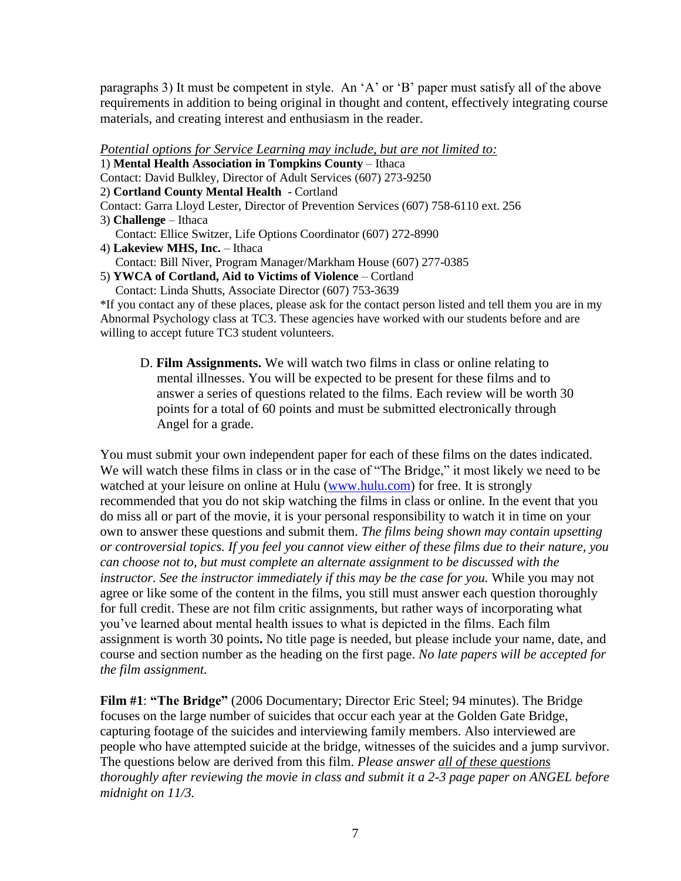paragraphs 3) It must be competent in style. An 'A' or 'B' paper must satisfy all of the above requirements in addition to being original in thought and content, effectively integrating course materials, and creating interest and enthusiasm in the reader.

*Potential options for Service Learning may include, but are not limited to:*

1) **Mental Health Association in Tompkins County** – Ithaca
Contact: David Bulkley, Director of Adult Services (607) 273-9250
2) **Cortland County Mental Health** - Cortland
Contact: Garra Lloyd Lester, Director of Prevention Services (607) 758-6110 ext. 256
3) **Challenge** – Ithaca
Contact: Ellice Switzer, Life Options Coordinator (607) 272-8990
4) **Lakeview MHS, Inc.** – Ithaca
Contact: Bill Niver, Program Manager/Markham House (607) 277-0385
5) **YWCA of Cortland, Aid to Victims of Violence** – Cortland
Contact: Linda Shutts, Associate Director (607) 753-3639

*If you contact any of these places, please ask for the contact person listed and tell them you are in my Abnormal Psychology class at TC3. These agencies have worked with our students before and are willing to accept future TC3 student volunteers.

D. **Film Assignments.** We will watch two films in class or online relating to mental illnesses. You will be expected to be present for these films and to answer a series of questions related to the films. Each review will be worth 30 points for a total of 60 points and must be submitted electronically through Angel for a grade.

You must submit your own independent paper for each of these films on the dates indicated. We will watch these films in class or in the case of "The Bridge," it most likely we need to be watched at your leisure on online at Hulu (www.hulu.com) for free. It is strongly recommended that you do not skip watching the films in class or online. In the event that you do miss all or part of the movie, it is your personal responsibility to watch it in time on your own to answer these questions and submit them. *The films being shown may contain upsetting or controversial topics. If you feel you cannot view either of these films due to their nature, you can choose not to, but must complete an alternate assignment to be discussed with the instructor. See the instructor immediately if this may be the case for you.* While you may not agree or like some of the content in the films, you still must answer each question thoroughly for full credit. These are not film critic assignments, but rather ways of incorporating what you've learned about mental health issues to what is depicted in the films. Each film assignment is worth 30 points**.** No title page is needed, but please include your name, date, and course and section number as the heading on the first page. *No late papers will be accepted for the film assignment.*

**Film #1**: **"The Bridge"** (2006 Documentary; Director Eric Steel; 94 minutes). The Bridge focuses on the large number of suicides that occur each year at the Golden Gate Bridge, capturing footage of the suicides and interviewing family members. Also interviewed are people who have attempted suicide at the bridge, witnesses of the suicides and a jump survivor. The questions below are derived from this film. *Please answer all of these questions thoroughly after reviewing the movie in class and submit it a 2-3 page paper on ANGEL before midnight on 11/3.*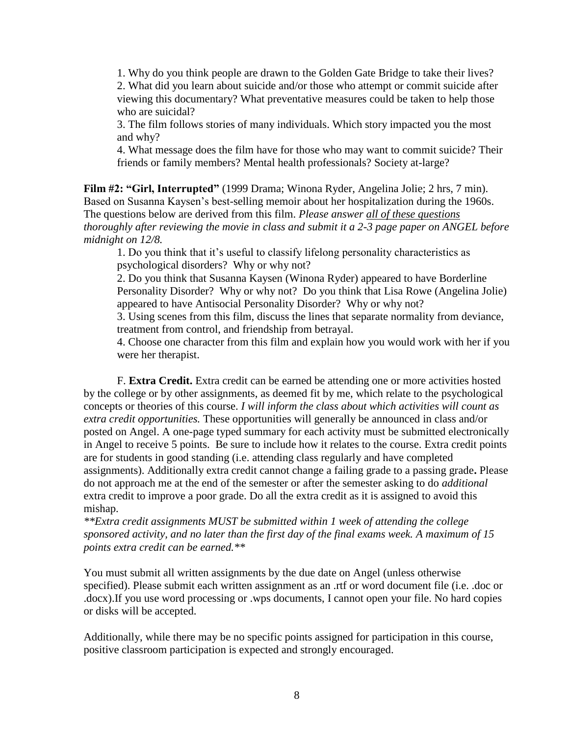1. Why do you think people are drawn to the Golden Gate Bridge to take their lives?
2. What did you learn about suicide and/or those who attempt or commit suicide after viewing this documentary? What preventative measures could be taken to help those who are suicidal?
3. The film follows stories of many individuals. Which story impacted you the most and why?
4. What message does the film have for those who may want to commit suicide? Their friends or family members? Mental health professionals? Society at-large?

**Film #2: "Girl, Interrupted"** (1999 Drama; Winona Ryder, Angelina Jolie; 2 hrs, 7 min). Based on Susanna Kaysen's best-selling memoir about her hospitalization during the 1960s. The questions below are derived from this film. *Please answer <u>all of these questions</u> thoroughly after reviewing the movie in class and submit it a 2-3 page paper on ANGEL before midnight on 12/8.*

1. Do you think that it's useful to classify lifelong personality characteristics as psychological disorders? Why or why not?
2. Do you think that Susanna Kaysen (Winona Ryder) appeared to have Borderline Personality Disorder? Why or why not? Do you think that Lisa Rowe (Angelina Jolie) appeared to have Antisocial Personality Disorder? Why or why not?
3. Using scenes from this film, discuss the lines that separate normality from deviance, treatment from control, and friendship from betrayal.
4. Choose one character from this film and explain how you would work with her if you were her therapist.

F. **Extra Credit.** Extra credit can be earned be attending one or more activities hosted by the college or by other assignments, as deemed fit by me, which relate to the psychological concepts or theories of this course. *I will inform the class about which activities will count as extra credit opportunities.* These opportunities will generally be announced in class and/or posted on Angel. A one-page typed summary for each activity must be submitted electronically in Angel to receive 5 points. Be sure to include how it relates to the course. Extra credit points are for students in good standing (i.e. attending class regularly and have completed assignments). Additionally extra credit cannot change a failing grade to a passing grade**.** Please do not approach me at the end of the semester or after the semester asking to do *additional* extra credit to improve a poor grade. Do all the extra credit as it is assigned to avoid this mishap.

*\*\*Extra credit assignments MUST be submitted within 1 week of attending the college sponsored activity, and no later than the first day of the final exams week. A maximum of 15 points extra credit can be earned.\*\**

You must submit all written assignments by the due date on Angel (unless otherwise specified). Please submit each written assignment as an .rtf or word document file (i.e. .doc or .docx).If you use word processing or .wps documents, I cannot open your file. No hard copies or disks will be accepted.

Additionally, while there may be no specific points assigned for participation in this course, positive classroom participation is expected and strongly encouraged.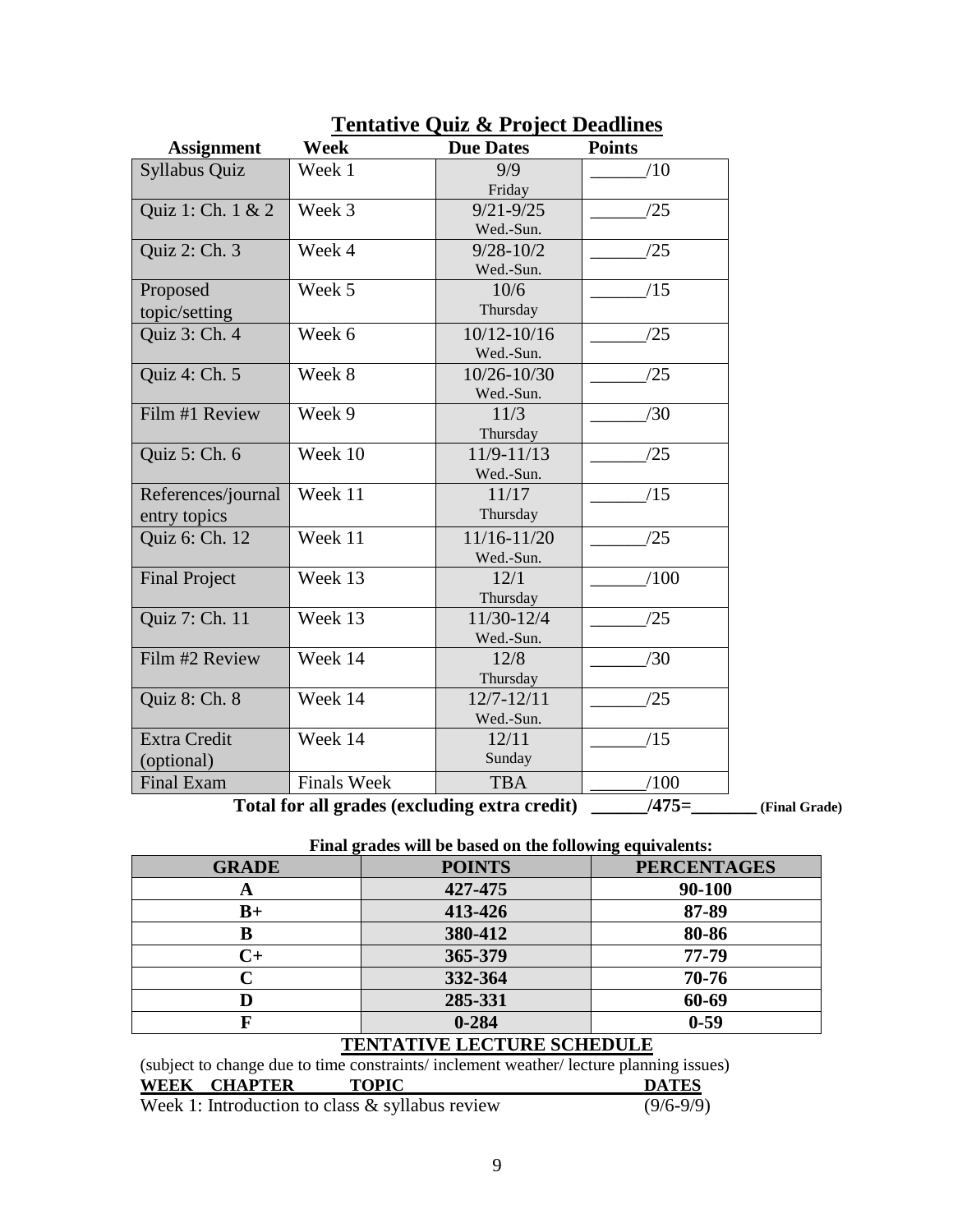## Tentative Quiz & Project Deadlines

| Assignment | Week | Due Dates | Points |
|---|---|---|---|
| Syllabus Quiz | Week 1 | 9/9 Friday | ______/10 |
| Quiz 1: Ch. 1 & 2 | Week 3 | 9/21-9/25 Wed.-Sun. | ______/25 |
| Quiz 2: Ch. 3 | Week 4 | 9/28-10/2 Wed.-Sun. | ______/25 |
| Proposed topic/setting | Week 5 | 10/6 Thursday | ______/15 |
| Quiz 3: Ch. 4 | Week 6 | 10/12-10/16 Wed.-Sun. | ______/25 |
| Quiz 4: Ch. 5 | Week 8 | 10/26-10/30 Wed.-Sun. | ______/25 |
| Film #1 Review | Week 9 | 11/3 Thursday | ______/30 |
| Quiz 5: Ch. 6 | Week 10 | 11/9-11/13 Wed.-Sun. | ______/25 |
| References/journal entry topics | Week 11 | 11/17 Thursday | ______/15 |
| Quiz 6: Ch. 12 | Week 11 | 11/16-11/20 Wed.-Sun. | ______/25 |
| Final Project | Week 13 | 12/1 Thursday | ______/100 |
| Quiz 7: Ch. 11 | Week 13 | 11/30-12/4 Wed.-Sun. | ______/25 |
| Film #2 Review | Week 14 | 12/8 Thursday | ______/30 |
| Quiz 8: Ch. 8 | Week 14 | 12/7-12/11 Wed.-Sun. | ______/25 |
| Extra Credit (optional) | Week 14 | 12/11 Sunday | ______/15 |
| Final Exam | Finals Week | TBA | ______/100 |

**Total for all grades (excluding extra credit) ______/475=_______ (Final Grade)**

**Final grades will be based on the following equivalents:**

| GRADE | POINTS | PERCENTAGES |
|---|---|---|
| **A** | **427-475** | **90-100** |
| **B+** | **413-426** | **87-89** |
| **B** | **380-412** | **80-86** |
| **C+** | **365-379** | **77-79** |
| **C** | **332-364** | **70-76** |
| **D** | **285-331** | **60-69** |
| **F** | **0-284** | **0-59** |

## TENTATIVE LECTURE SCHEDULE

(subject to change due to time constraints/ inclement weather/ lecture planning issues)

**WEEK CHAPTER TOPIC DATES**

Week 1: Introduction to class & syllabus review (9/6-9/9)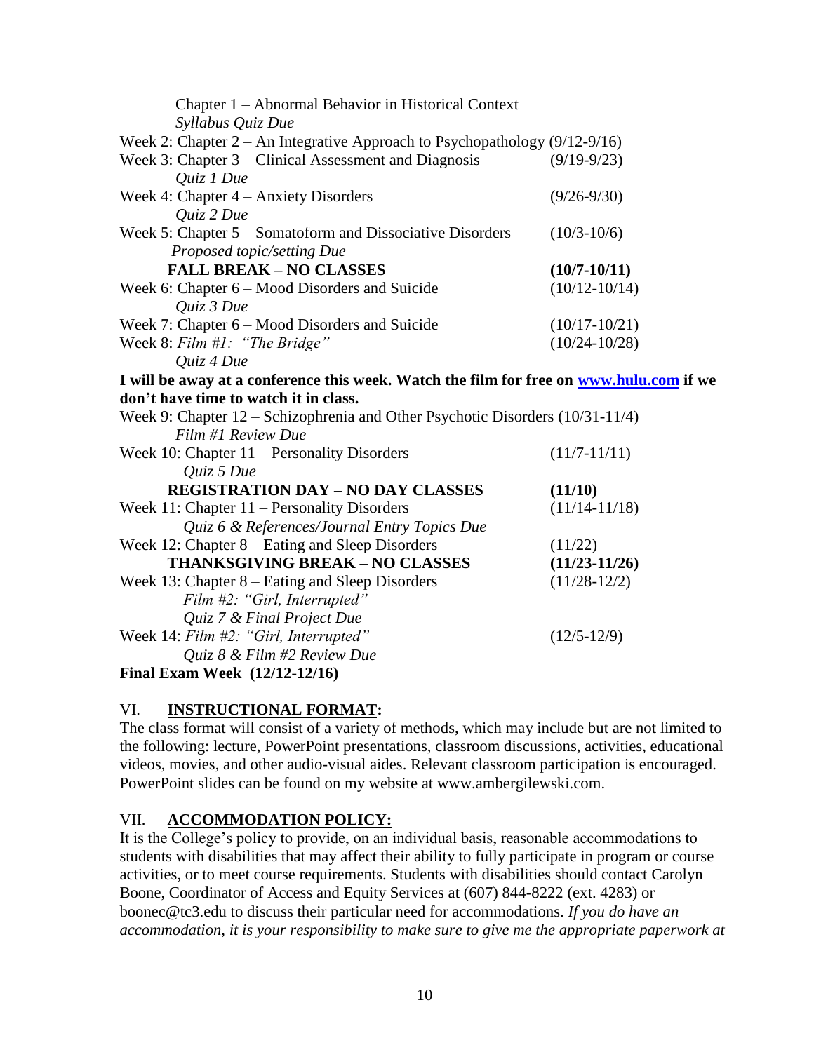Chapter 1 – Abnormal Behavior in Historical Context
*Syllabus Quiz Due*

Week 2: Chapter 2 – An Integrative Approach to Psychopathology (9/12-9/16)

Week 3: Chapter 3 – Clinical Assessment and Diagnosis (9/19-9/23)
*Quiz 1 Due*

Week 4: Chapter 4 – Anxiety Disorders (9/26-9/30)
*Quiz 2 Due*

Week 5: Chapter 5 – Somatoform and Dissociative Disorders (10/3-10/6)
*Proposed topic/setting Due*

**FALL BREAK – NO CLASSES (10/7-10/11)**

Week 6: Chapter 6 – Mood Disorders and Suicide (10/12-10/14)
*Quiz 3 Due*

Week 7: Chapter 6 – Mood Disorders and Suicide (10/17-10/21)

Week 8: *Film #1: "The Bridge"* (10/24-10/28)
*Quiz 4 Due*

**I will be away at a conference this week. Watch the film for free on [www.hulu.com](www.hulu.com) if we don't have time to watch it in class.**

Week 9: Chapter 12 – Schizophrenia and Other Psychotic Disorders (10/31-11/4)
*Film #1 Review Due*

Week 10: Chapter 11 – Personality Disorders (11/7-11/11)
*Quiz 5 Due*

**REGISTRATION DAY – NO DAY CLASSES (11/10)**

Week 11: Chapter 11 – Personality Disorders (11/14-11/18)
*Quiz 6 & References/Journal Entry Topics Due*

Week 12: Chapter 8 – Eating and Sleep Disorders (11/22)

**THANKSGIVING BREAK – NO CLASSES (11/23-11/26)**

Week 13: Chapter 8 – Eating and Sleep Disorders (11/28-12/2)
*Film #2: "Girl, Interrupted"*
*Quiz 7 & Final Project Due*

Week 14: *Film #2: "Girl, Interrupted"* (12/5-12/9)
*Quiz 8 & Film #2 Review Due*

**Final Exam Week (12/12-12/16)**

## VI. INSTRUCTIONAL FORMAT:

The class format will consist of a variety of methods, which may include but are not limited to the following: lecture, PowerPoint presentations, classroom discussions, activities, educational videos, movies, and other audio-visual aides. Relevant classroom participation is encouraged. PowerPoint slides can be found on my website at www.ambergilewski.com.

## VII. ACCOMMODATION POLICY:

It is the College's policy to provide, on an individual basis, reasonable accommodations to students with disabilities that may affect their ability to fully participate in program or course activities, or to meet course requirements. Students with disabilities should contact Carolyn Boone, Coordinator of Access and Equity Services at (607) 844-8222 (ext. 4283) or boonec@tc3.edu to discuss their particular need for accommodations. *If you do have an accommodation, it is your responsibility to make sure to give me the appropriate paperwork at*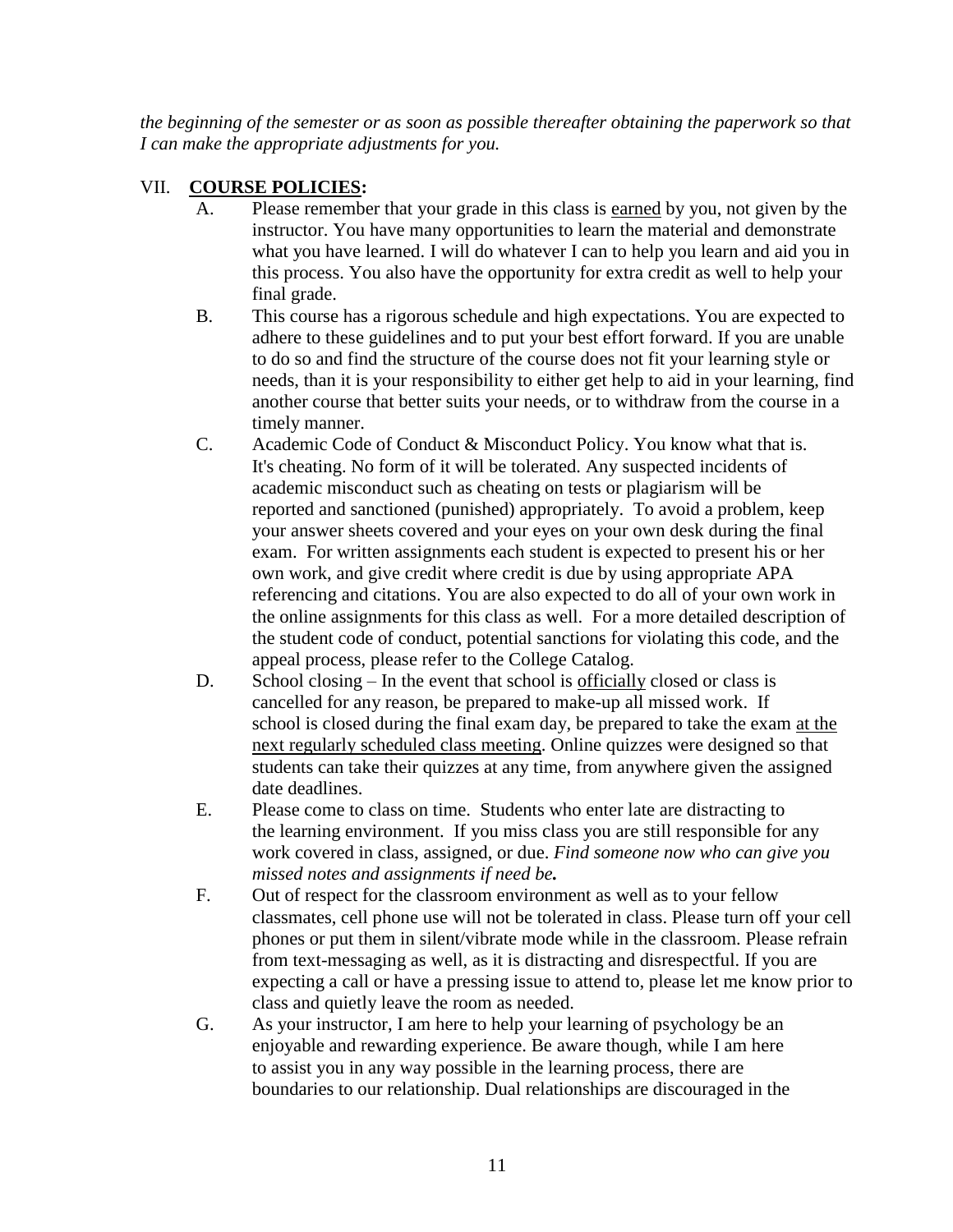*the beginning of the semester or as soon as possible thereafter obtaining the paperwork so that I can make the appropriate adjustments for you.*

## VII. **COURSE POLICIES:**

A. Please remember that your grade in this class is earned by you, not given by the instructor. You have many opportunities to learn the material and demonstrate what you have learned. I will do whatever I can to help you learn and aid you in this process. You also have the opportunity for extra credit as well to help your final grade.

B. This course has a rigorous schedule and high expectations. You are expected to adhere to these guidelines and to put your best effort forward. If you are unable to do so and find the structure of the course does not fit your learning style or needs, than it is your responsibility to either get help to aid in your learning, find another course that better suits your needs, or to withdraw from the course in a timely manner.

C. Academic Code of Conduct & Misconduct Policy. You know what that is. It's cheating. No form of it will be tolerated. Any suspected incidents of academic misconduct such as cheating on tests or plagiarism will be reported and sanctioned (punished) appropriately. To avoid a problem, keep your answer sheets covered and your eyes on your own desk during the final exam. For written assignments each student is expected to present his or her own work, and give credit where credit is due by using appropriate APA referencing and citations. You are also expected to do all of your own work in the online assignments for this class as well. For a more detailed description of the student code of conduct, potential sanctions for violating this code, and the appeal process, please refer to the College Catalog.

D. School closing – In the event that school is officially closed or class is cancelled for any reason, be prepared to make-up all missed work. If school is closed during the final exam day, be prepared to take the exam at the next regularly scheduled class meeting. Online quizzes were designed so that students can take their quizzes at any time, from anywhere given the assigned date deadlines.

E. Please come to class on time. Students who enter late are distracting to the learning environment. If you miss class you are still responsible for any work covered in class, assigned, or due. *Find someone now who can give you missed notes and assignments if need be.*

F. Out of respect for the classroom environment as well as to your fellow classmates, cell phone use will not be tolerated in class. Please turn off your cell phones or put them in silent/vibrate mode while in the classroom. Please refrain from text-messaging as well, as it is distracting and disrespectful. If you are expecting a call or have a pressing issue to attend to, please let me know prior to class and quietly leave the room as needed.

G. As your instructor, I am here to help your learning of psychology be an enjoyable and rewarding experience. Be aware though, while I am here to assist you in any way possible in the learning process, there are boundaries to our relationship. Dual relationships are discouraged in the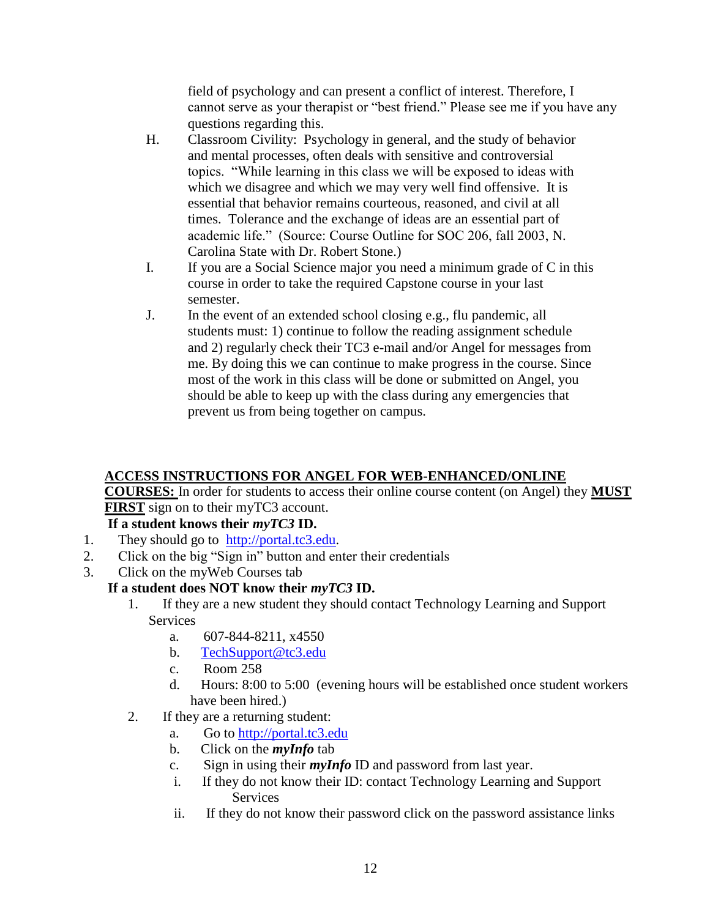field of psychology and can present a conflict of interest. Therefore, I cannot serve as your therapist or "best friend." Please see me if you have any questions regarding this.

H. Classroom Civility: Psychology in general, and the study of behavior and mental processes, often deals with sensitive and controversial topics. "While learning in this class we will be exposed to ideas with which we disagree and which we may very well find offensive. It is essential that behavior remains courteous, reasoned, and civil at all times. Tolerance and the exchange of ideas are an essential part of academic life." (Source: Course Outline for SOC 206, fall 2003, N. Carolina State with Dr. Robert Stone.)

I. If you are a Social Science major you need a minimum grade of C in this course in order to take the required Capstone course in your last semester.

J. In the event of an extended school closing e.g., flu pandemic, all students must: 1) continue to follow the reading assignment schedule and 2) regularly check their TC3 e-mail and/or Angel for messages from me. By doing this we can continue to make progress in the course. Since most of the work in this class will be done or submitted on Angel, you should be able to keep up with the class during any emergencies that prevent us from being together on campus.

<u>**ACCESS INSTRUCTIONS FOR ANGEL FOR WEB-ENHANCED/ONLINE COURSES:**</u> In order for students to access their online course content (on Angel) they <u>**MUST FIRST**</u> sign on to their myTC3 account.

**If a student knows their *myTC3* ID.**

1. They should go to http://portal.tc3.edu.
2. Click on the big "Sign in" button and enter their credentials
3. Click on the myWeb Courses tab

**If a student does NOT know their *myTC3* ID.**

1. If they are a new student they should contact Technology Learning and Support Services
   a. 607-844-8211, x4550
   b. TechSupport@tc3.edu
   c. Room 258
   d. Hours: 8:00 to 5:00 (evening hours will be established once student workers have been hired.)
2. If they are a returning student:
   a. Go to http://portal.tc3.edu
   b. Click on the ***myInfo*** tab
   c. Sign in using their ***myInfo*** ID and password from last year.
      i. If they do not know their ID: contact Technology Learning and Support Services
      ii. If they do not know their password click on the password assistance links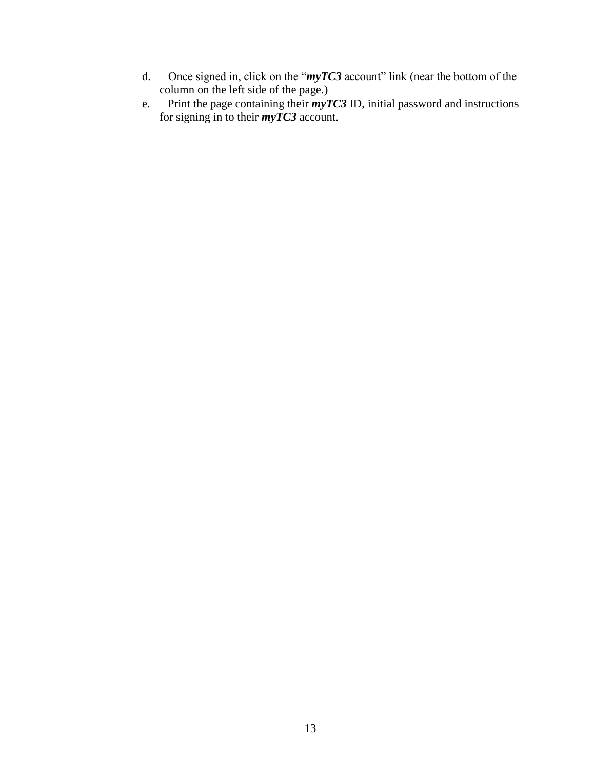d. Once signed in, click on the "***myTC3*** account" link (near the bottom of the column on the left side of the page.)
e. Print the page containing their ***myTC3*** ID, initial password and instructions for signing in to their ***myTC3*** account.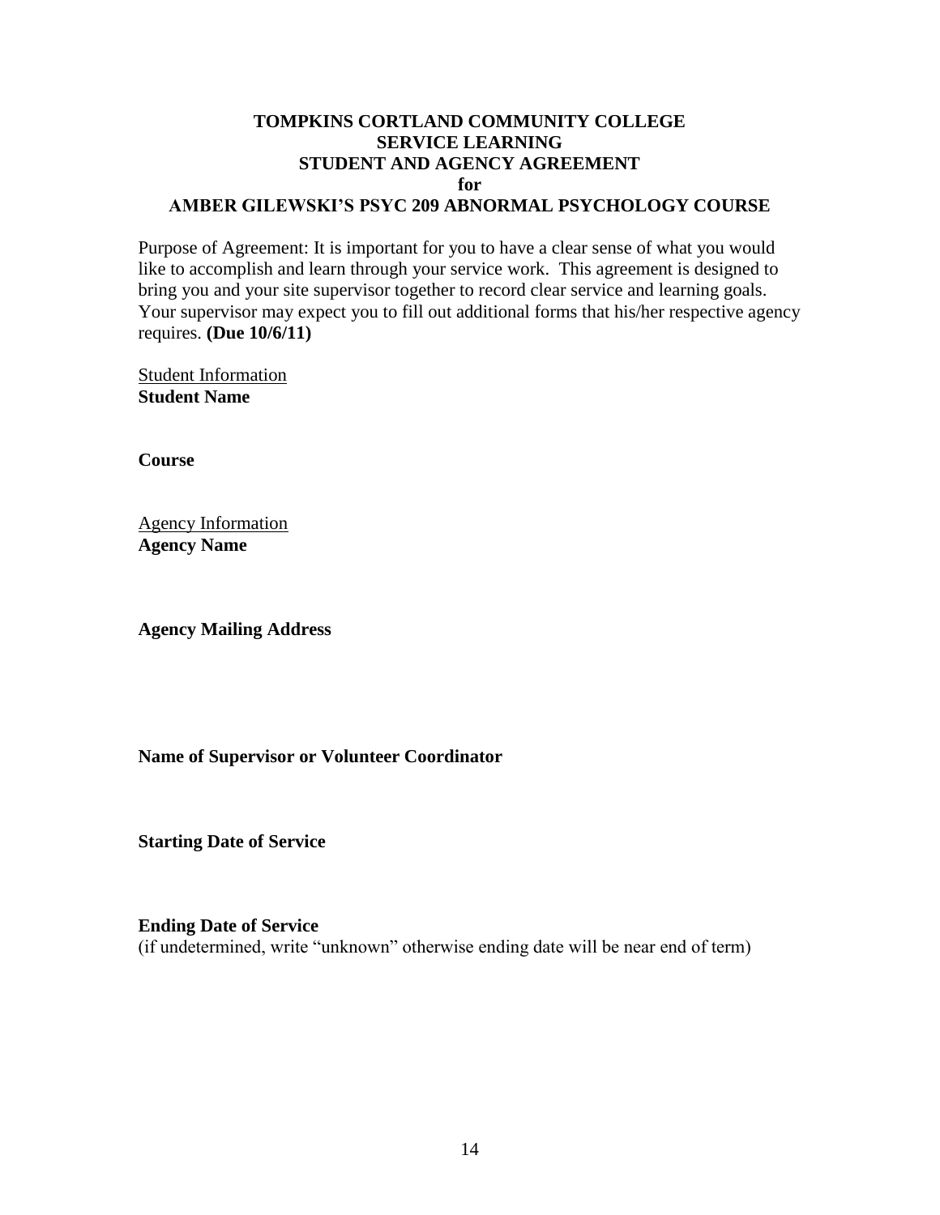# TOMPKINS CORTLAND COMMUNITY COLLEGE
# SERVICE LEARNING
# STUDENT AND AGENCY AGREEMENT
# for
# AMBER GILEWSKI'S PSYC 209 ABNORMAL PSYCHOLOGY COURSE

Purpose of Agreement: It is important for you to have a clear sense of what you would like to accomplish and learn through your service work. This agreement is designed to bring you and your site supervisor together to record clear service and learning goals. Your supervisor may expect you to fill out additional forms that his/her respective agency requires. **(Due 10/6/11)**

Student Information

**Student Name**

**Course**

Agency Information

**Agency Name**

**Agency Mailing Address**

**Name of Supervisor or Volunteer Coordinator**

**Starting Date of Service**

**Ending Date of Service**

(if undetermined, write "unknown" otherwise ending date will be near end of term)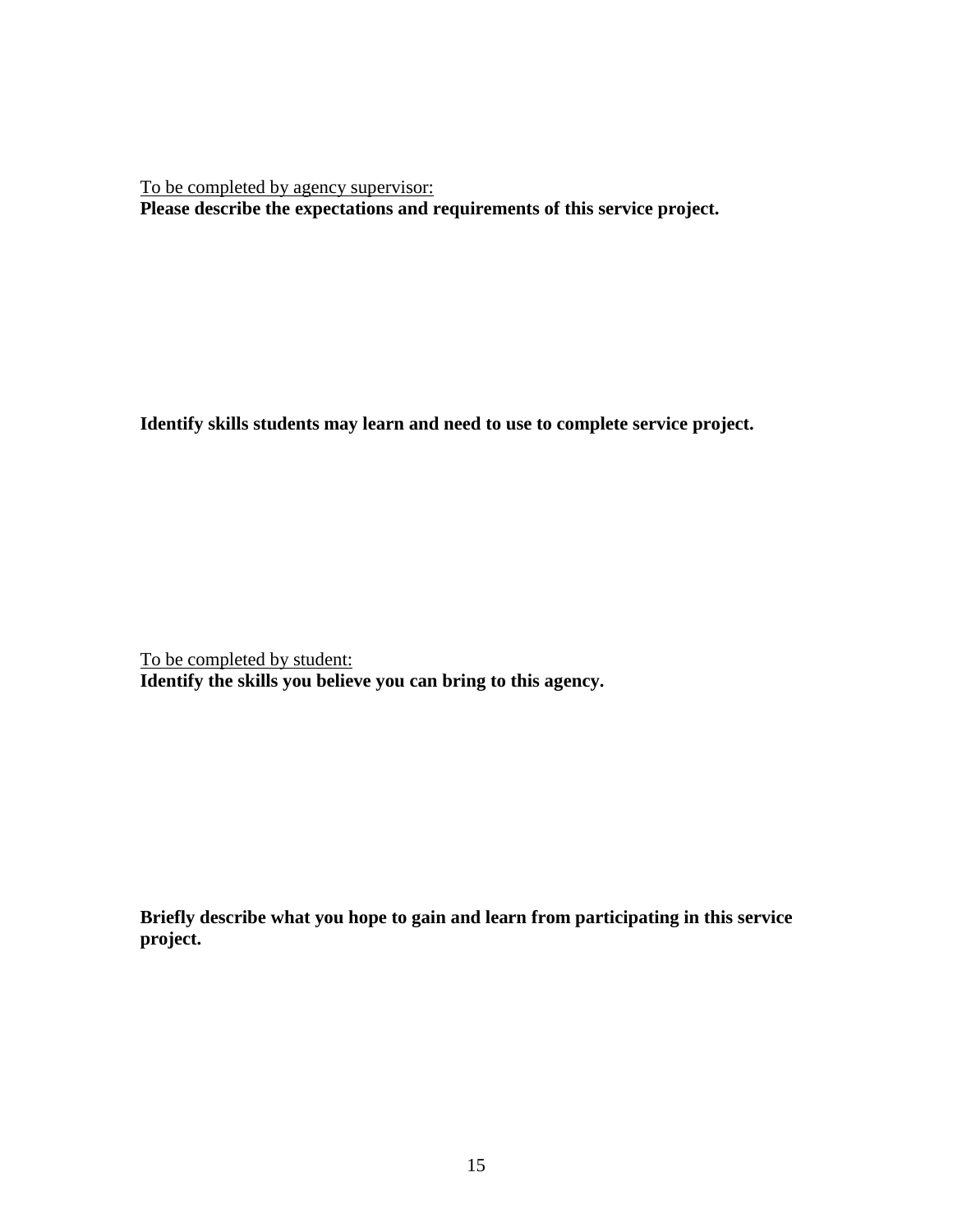<u>To be completed by agency supervisor:</u>
**Please describe the expectations and requirements of this service project.**

**Identify skills students may learn and need to use to complete service project.**

<u>To be completed by student:</u>
**Identify the skills you believe you can bring to this agency.**

**Briefly describe what you hope to gain and learn from participating in this service project.**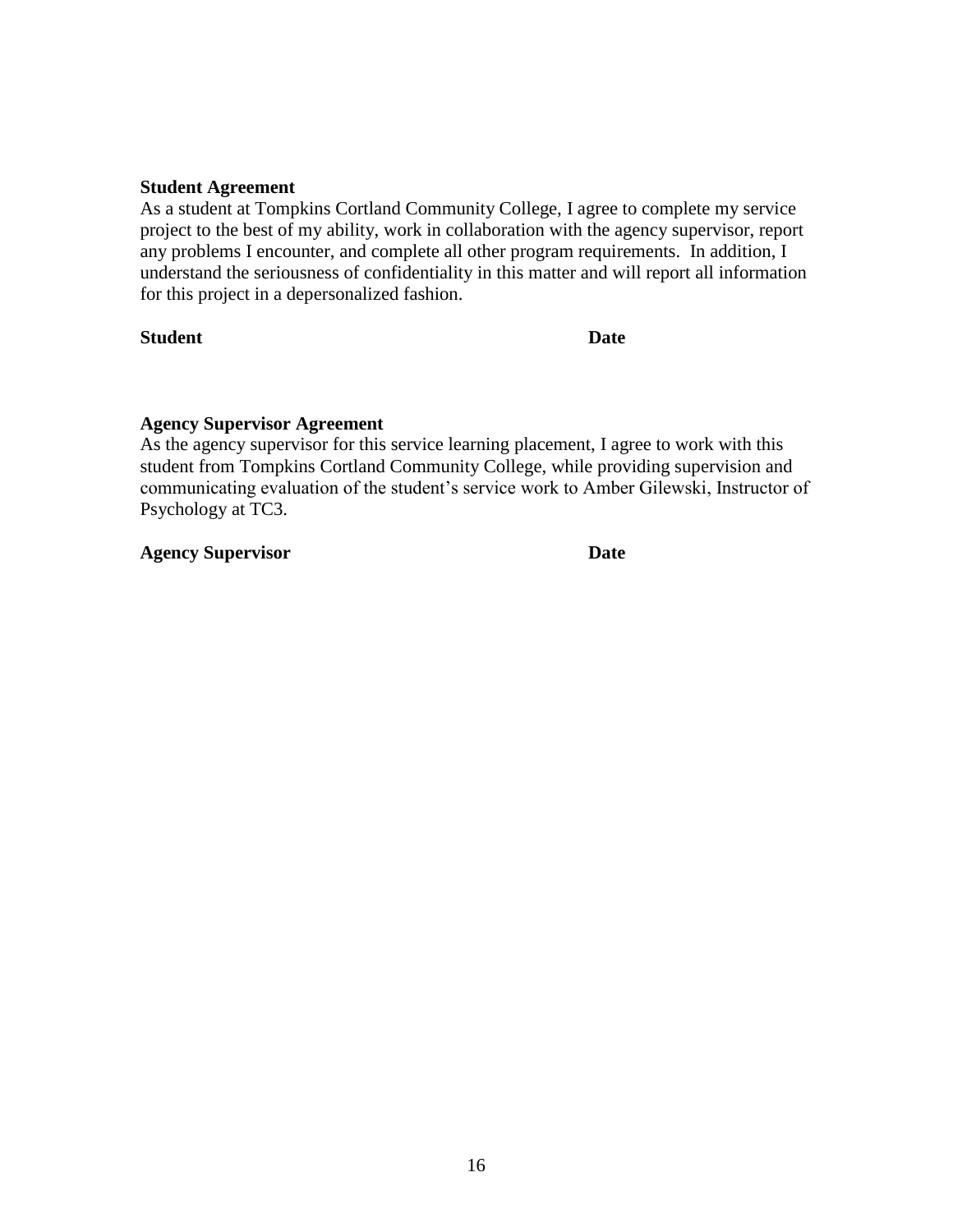**Student Agreement**

As a student at Tompkins Cortland Community College, I agree to complete my service project to the best of my ability, work in collaboration with the agency supervisor, report any problems I encounter, and complete all other program requirements. In addition, I understand the seriousness of confidentiality in this matter and will report all information for this project in a depersonalized fashion.

**Student** **Date**

**Agency Supervisor Agreement**

As the agency supervisor for this service learning placement, I agree to work with this student from Tompkins Cortland Community College, while providing supervision and communicating evaluation of the student's service work to Amber Gilewski, Instructor of Psychology at TC3.

**Agency Supervisor** **Date**